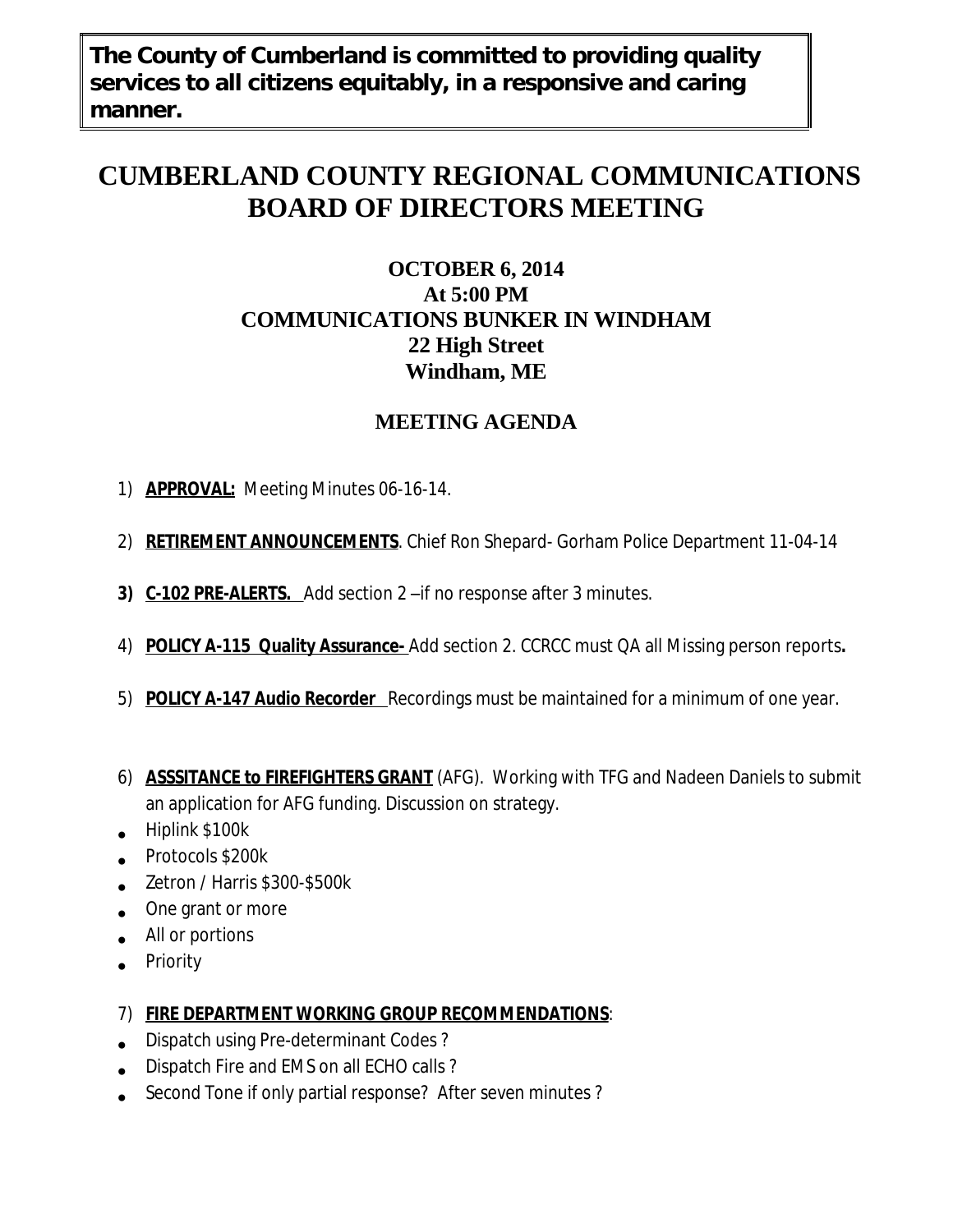**The County of Cumberland is committed to providing quality services to all citizens equitably, in a responsive and caring manner.**

# CUMBERLAND COUNTY REGIONAL COMMUNICATIONS BOARD OF DIRECTORS MEETING

### OCTOBER 6, 2014
### At 5:00 PM
### COMMUNICATIONS BUNKER IN WINDHAM
### 22 High Street
### Windham, ME

## MEETING AGENDA

1) **APPROVAL:** Meeting Minutes 06-16-14.

2) **RETIREMENT ANNOUNCEMENTS**. Chief Ron Shepard- Gorham Police Department 11-04-14

3) **C-102 PRE-ALERTS.** Add section 2 –if no response after 3 minutes.

4) **POLICY A-115 Quality Assurance-** Add section 2. CCRCC must QA all Missing person reports**.**

5) **POLICY A-147 Audio Recorder** Recordings must be maintained for a minimum of one year.

6) **ASSSITANCE to FIREFIGHTERS GRANT** (AFG). Working with TFG and Nadeen Daniels to submit an application for AFG funding. Discussion on strategy.
   - Hiplink $100k
   - Protocols $200k
   - Zetron / Harris $300-$500k
   - One grant or more
   - All or portions
   - Priority

7) **FIRE DEPARTMENT WORKING GROUP RECOMMENDATIONS**:
   - Dispatch using Pre-determinant Codes ?
   - Dispatch Fire and EMS on all ECHO calls ?
   - Second Tone if only partial response? After seven minutes ?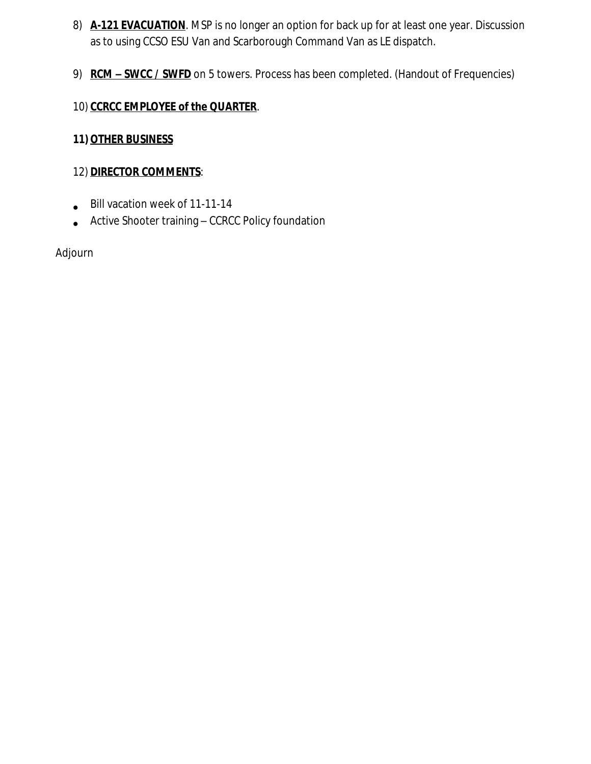8) **A-121 EVACUATION**. MSP is no longer an option for back up for at least one year. Discussion as to using CCSO ESU Van and Scarborough Command Van as LE dispatch.

9) **RCM – SWCC / SWFD** on 5 towers. Process has been completed. (Handout of Frequencies)

10) **CCRCC EMPLOYEE of the QUARTER**.

11) **OTHER BUSINESS**

12) **DIRECTOR COMMENTS**:

- Bill vacation week of 11-11-14
- Active Shooter training – CCRCC Policy foundation

Adjourn